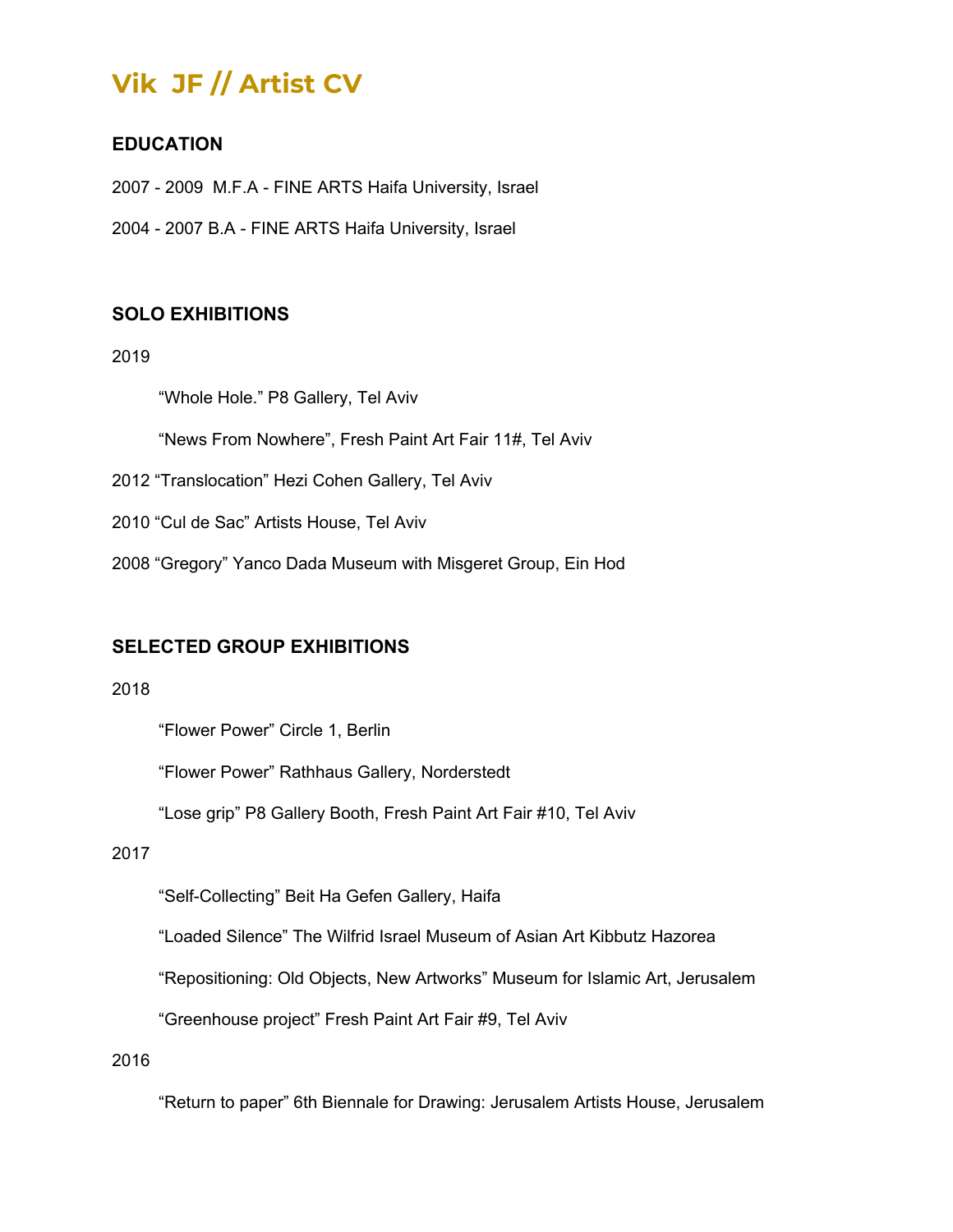# Vik  JF // Artist CV

## EDUCATION

2007 - 2009  M.F.A - FINE ARTS Haifa University, Israel

2004 - 2007 B.A - FINE ARTS Haifa University, Israel

## SOLO EXHIBITIONS

2019

“Whole Hole.” P8 Gallery, Tel Aviv

“News From Nowhere”, Fresh Paint Art Fair 11#, Tel Aviv

2012 “Translocation” Hezi Cohen Gallery, Tel Aviv

2010 “Cul de Sac” Artists House, Tel Aviv

2008 “Gregory” Yanco Dada Museum with Misgeret Group, Ein Hod

## SELECTED GROUP EXHIBITIONS

2018

“Flower Power” Circle 1, Berlin

“Flower Power” Rathhaus Gallery, Norderstedt

“Lose grip” P8 Gallery Booth, Fresh Paint Art Fair #10, Tel Aviv

2017

“Self-Collecting” Beit Ha Gefen Gallery, Haifa

“Loaded Silence” The Wilfrid Israel Museum of Asian Art Kibbutz Hazorea

“Repositioning: Old Objects, New Artworks” Museum for Islamic Art, Jerusalem

“Greenhouse project” Fresh Paint Art Fair #9, Tel Aviv

2016

“Return to paper” 6th Biennale for Drawing: Jerusalem Artists House, Jerusalem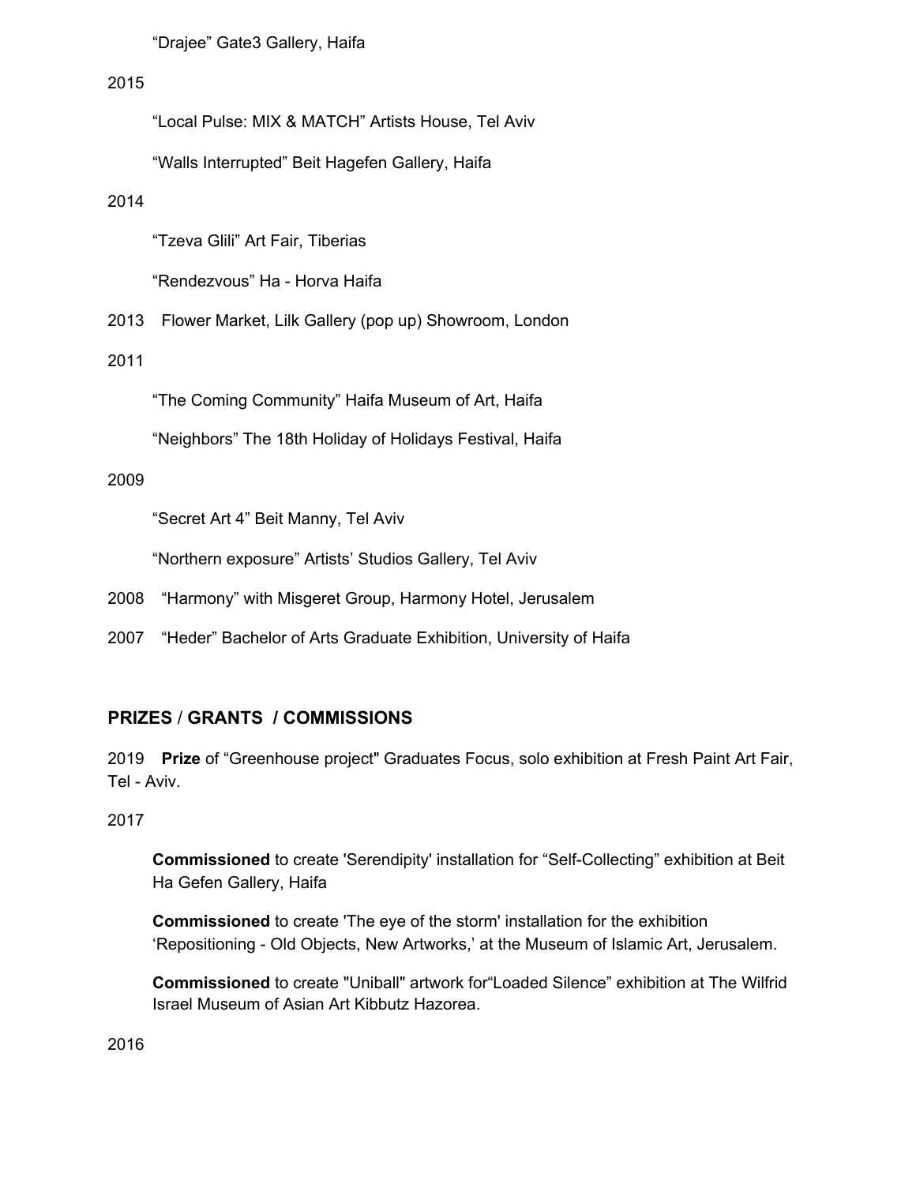"Drajee" Gate3 Gallery, Haifa

2015

"Local Pulse: MIX & MATCH" Artists House, Tel Aviv

"Walls Interrupted" Beit Hagefen Gallery, Haifa

2014

"Tzeva Glili" Art Fair, Tiberias

"Rendezvous" Ha - Horva Haifa

2013 Flower Market, Lilk Gallery (pop up) Showroom, London

2011

"The Coming Community" Haifa Museum of Art, Haifa

"Neighbors" The 18th Holiday of Holidays Festival, Haifa

2009

"Secret Art 4" Beit Manny, Tel Aviv

"Northern exposure" Artists' Studios Gallery, Tel Aviv

2008 "Harmony" with Misgeret Group, Harmony Hotel, Jerusalem

2007 "Heder" Bachelor of Arts Graduate Exhibition, University of Haifa

## PRIZES / GRANTS / COMMISSIONS

2019 **Prize** of "Greenhouse project" Graduates Focus, solo exhibition at Fresh Paint Art Fair, Tel - Aviv.

2017

**Commissioned** to create 'Serendipity' installation for "Self-Collecting" exhibition at Beit Ha Gefen Gallery, Haifa

**Commissioned** to create 'The eye of the storm' installation for the exhibition 'Repositioning - Old Objects, New Artworks,' at the Museum of Islamic Art, Jerusalem.

**Commissioned** to create "Uniball" artwork for"Loaded Silence" exhibition at The Wilfrid Israel Museum of Asian Art Kibbutz Hazorea.

2016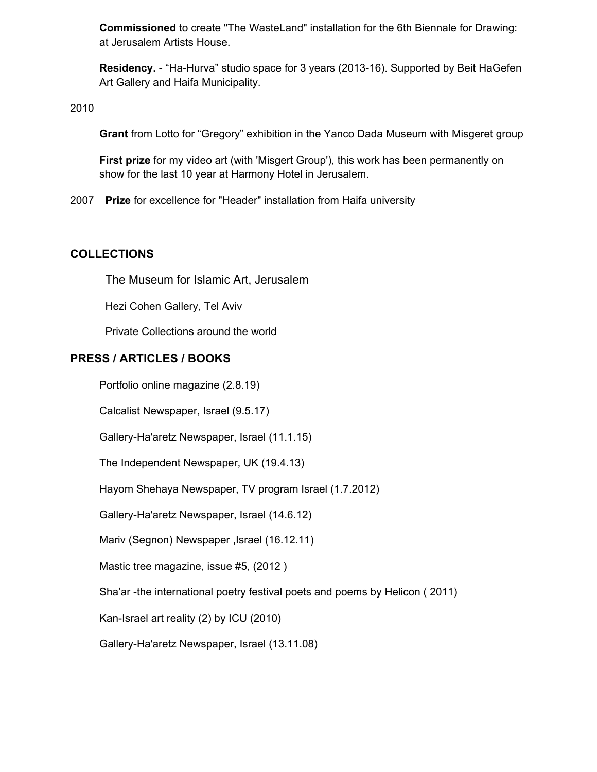**Commissioned** to create "The WasteLand" installation for the 6th Biennale for Drawing: at Jerusalem Artists House.

**Residency.** - "Ha-Hurva" studio space for 3 years (2013-16). Supported by Beit HaGefen Art Gallery and Haifa Municipality.

2010

**Grant** from Lotto for "Gregory" exhibition in the Yanco Dada Museum with Misgeret group

**First prize** for my video art (with 'Misgert Group'), this work has been permanently on show for the last 10 year at Harmony Hotel in Jerusalem.

2007 **Prize** for excellence for "Header" installation from Haifa university

## COLLECTIONS

The Museum for Islamic Art, Jerusalem

Hezi Cohen Gallery, Tel Aviv

Private Collections around the world

## PRESS / ARTICLES / BOOKS

Portfolio online magazine (2.8.19)

Calcalist Newspaper, Israel (9.5.17)

Gallery-Ha'aretz Newspaper, Israel (11.1.15)

The Independent Newspaper, UK (19.4.13)

Hayom Shehaya Newspaper, TV program Israel (1.7.2012)

Gallery-Ha'aretz Newspaper, Israel (14.6.12)

Mariv (Segnon) Newspaper ,Israel (16.12.11)

Mastic tree magazine, issue #5, (2012 )

Sha'ar -the international poetry festival poets and poems by Helicon ( 2011)

Kan-Israel art reality (2) by ICU (2010)

Gallery-Ha'aretz Newspaper, Israel (13.11.08)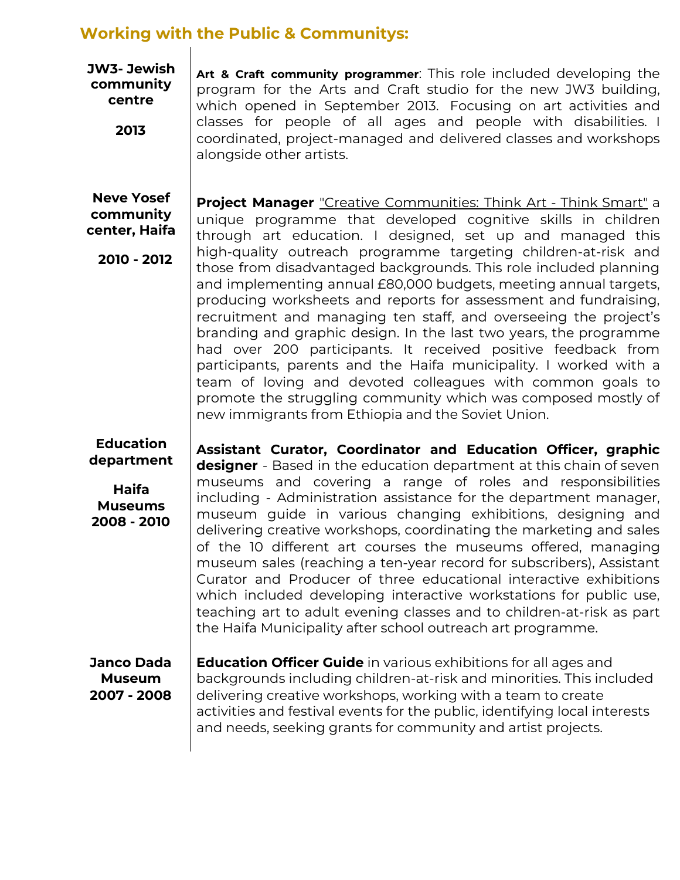## Working with the Public & Communitys:

**JW3- Jewish community centre**

**2013**

**Art & Craft community programmer**: This role included developing the program for the Arts and Craft studio for the new JW3 building, which opened in September 2013. Focusing on art activities and classes for people of all ages and people with disabilities. I coordinated, project-managed and delivered classes and workshops alongside other artists.

**Neve Yosef community center, Haifa**

**2010 - 2012**

**Project Manager** "Creative Communities: Think Art - Think Smart" a unique programme that developed cognitive skills in children through art education. I designed, set up and managed this high-quality outreach programme targeting children-at-risk and those from disadvantaged backgrounds. This role included planning and implementing annual £80,000 budgets, meeting annual targets, producing worksheets and reports for assessment and fundraising, recruitment and managing ten staff, and overseeing the project's branding and graphic design. In the last two years, the programme had over 200 participants. It received positive feedback from participants, parents and the Haifa municipality. I worked with a team of loving and devoted colleagues with common goals to promote the struggling community which was composed mostly of new immigrants from Ethiopia and the Soviet Union.

**Education department**

**Haifa Museums 2008 - 2010**

**Assistant Curator, Coordinator and Education Officer, graphic designer** - Based in the education department at this chain of seven museums and covering a range of roles and responsibilities including - Administration assistance for the department manager, museum guide in various changing exhibitions, designing and delivering creative workshops, coordinating the marketing and sales of the 10 different art courses the museums offered, managing museum sales (reaching a ten-year record for subscribers), Assistant Curator and Producer of three educational interactive exhibitions which included developing interactive workstations for public use, teaching art to adult evening classes and to children-at-risk as part the Haifa Municipality after school outreach art programme.

**Janco Dada Museum 2007 - 2008**

**Education Officer Guide** in various exhibitions for all ages and backgrounds including children-at-risk and minorities. This included delivering creative workshops, working with a team to create activities and festival events for the public, identifying local interests and needs, seeking grants for community and artist projects.